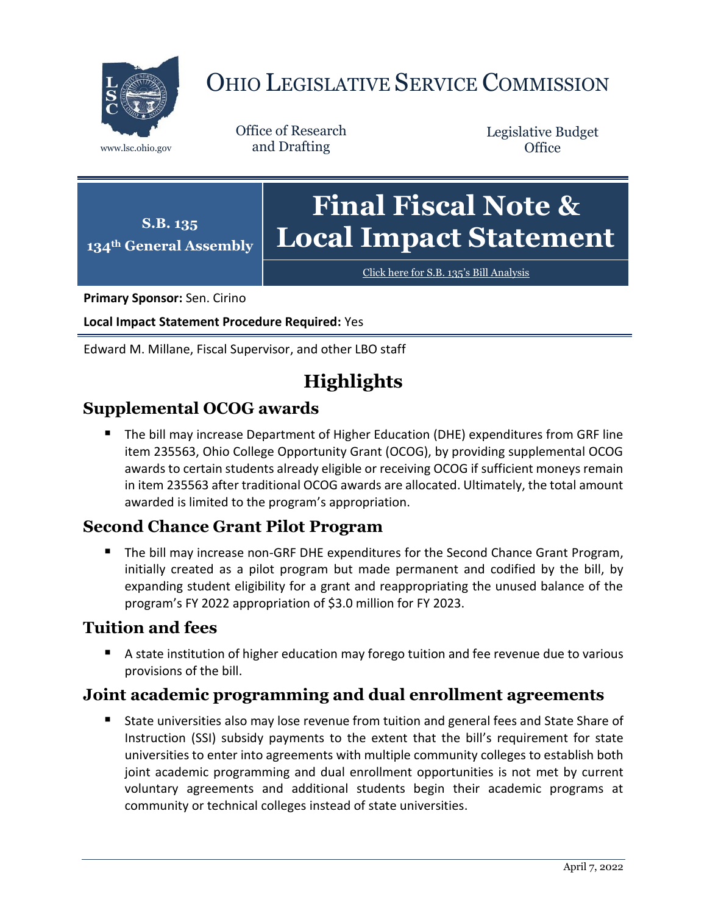# OHIO LEGISLATIVE SERVICE COMMISSION

www.lsc.ohio.gov

Office of Research and Drafting

Legislative Budget Office

**S.B. 135**
**134th General Assembly**

# Final Fiscal Note & Local Impact Statement

Click here for S.B. 135's Bill Analysis

**Primary Sponsor:** Sen. Cirino

**Local Impact Statement Procedure Required:** Yes

Edward M. Millane, Fiscal Supervisor, and other LBO staff

## Highlights

### Supplemental OCOG awards

- The bill may increase Department of Higher Education (DHE) expenditures from GRF line item 235563, Ohio College Opportunity Grant (OCOG), by providing supplemental OCOG awards to certain students already eligible or receiving OCOG if sufficient moneys remain in item 235563 after traditional OCOG awards are allocated. Ultimately, the total amount awarded is limited to the program's appropriation.

### Second Chance Grant Pilot Program

- The bill may increase non-GRF DHE expenditures for the Second Chance Grant Program, initially created as a pilot program but made permanent and codified by the bill, by expanding student eligibility for a grant and reappropriating the unused balance of the program's FY 2022 appropriation of $3.0 million for FY 2023.

### Tuition and fees

- A state institution of higher education may forego tuition and fee revenue due to various provisions of the bill.

### Joint academic programming and dual enrollment agreements

- State universities also may lose revenue from tuition and general fees and State Share of Instruction (SSI) subsidy payments to the extent that the bill's requirement for state universities to enter into agreements with multiple community colleges to establish both joint academic programming and dual enrollment opportunities is not met by current voluntary agreements and additional students begin their academic programs at community or technical colleges instead of state universities.

April 7, 2022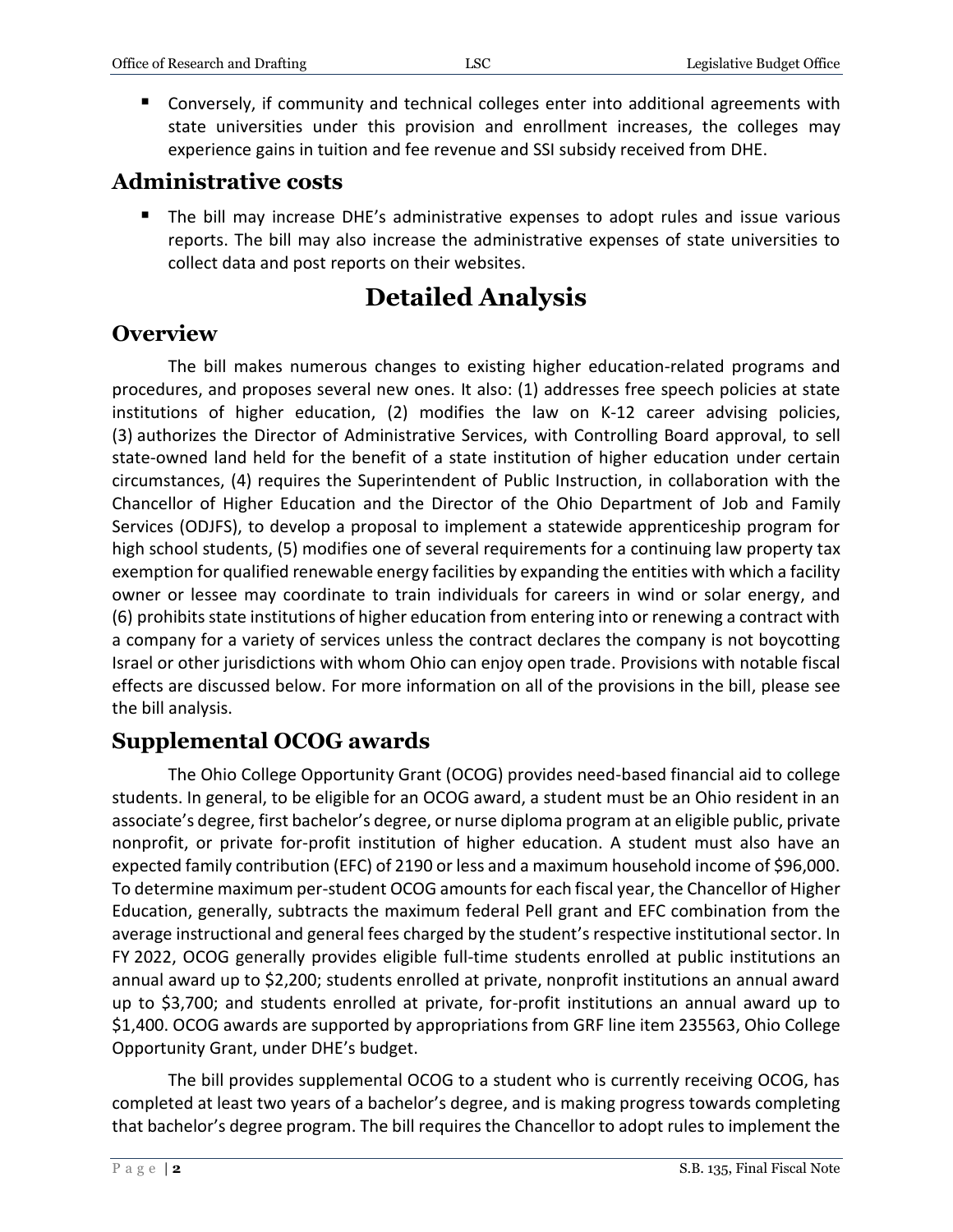- Conversely, if community and technical colleges enter into additional agreements with state universities under this provision and enrollment increases, the colleges may experience gains in tuition and fee revenue and SSI subsidy received from DHE.

## Administrative costs

- The bill may increase DHE's administrative expenses to adopt rules and issue various reports. The bill may also increase the administrative expenses of state universities to collect data and post reports on their websites.

# Detailed Analysis

## Overview

The bill makes numerous changes to existing higher education-related programs and procedures, and proposes several new ones. It also: (1) addresses free speech policies at state institutions of higher education, (2) modifies the law on K-12 career advising policies, (3) authorizes the Director of Administrative Services, with Controlling Board approval, to sell state-owned land held for the benefit of a state institution of higher education under certain circumstances, (4) requires the Superintendent of Public Instruction, in collaboration with the Chancellor of Higher Education and the Director of the Ohio Department of Job and Family Services (ODJFS), to develop a proposal to implement a statewide apprenticeship program for high school students, (5) modifies one of several requirements for a continuing law property tax exemption for qualified renewable energy facilities by expanding the entities with which a facility owner or lessee may coordinate to train individuals for careers in wind or solar energy, and (6) prohibits state institutions of higher education from entering into or renewing a contract with a company for a variety of services unless the contract declares the company is not boycotting Israel or other jurisdictions with whom Ohio can enjoy open trade. Provisions with notable fiscal effects are discussed below. For more information on all of the provisions in the bill, please see the bill analysis.

## Supplemental OCOG awards

The Ohio College Opportunity Grant (OCOG) provides need-based financial aid to college students. In general, to be eligible for an OCOG award, a student must be an Ohio resident in an associate's degree, first bachelor's degree, or nurse diploma program at an eligible public, private nonprofit, or private for-profit institution of higher education. A student must also have an expected family contribution (EFC) of 2190 or less and a maximum household income of $96,000. To determine maximum per-student OCOG amounts for each fiscal year, the Chancellor of Higher Education, generally, subtracts the maximum federal Pell grant and EFC combination from the average instructional and general fees charged by the student's respective institutional sector. In FY 2022, OCOG generally provides eligible full-time students enrolled at public institutions an annual award up to $2,200; students enrolled at private, nonprofit institutions an annual award up to $3,700; and students enrolled at private, for-profit institutions an annual award up to $1,400. OCOG awards are supported by appropriations from GRF line item 235563, Ohio College Opportunity Grant, under DHE's budget.

The bill provides supplemental OCOG to a student who is currently receiving OCOG, has completed at least two years of a bachelor's degree, and is making progress towards completing that bachelor's degree program. The bill requires the Chancellor to adopt rules to implement the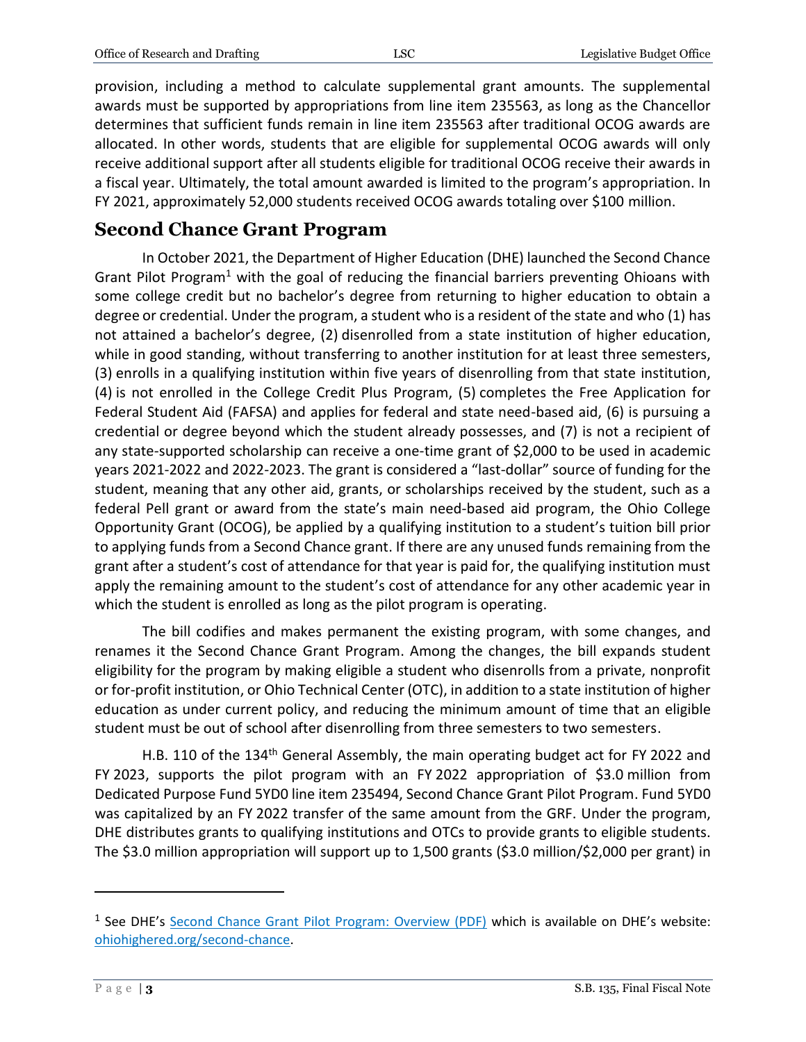provision, including a method to calculate supplemental grant amounts. The supplemental awards must be supported by appropriations from line item 235563, as long as the Chancellor determines that sufficient funds remain in line item 235563 after traditional OCOG awards are allocated. In other words, students that are eligible for supplemental OCOG awards will only receive additional support after all students eligible for traditional OCOG receive their awards in a fiscal year. Ultimately, the total amount awarded is limited to the program's appropriation. In FY 2021, approximately 52,000 students received OCOG awards totaling over $100 million.

## Second Chance Grant Program

In October 2021, the Department of Higher Education (DHE) launched the Second Chance Grant Pilot Program[1] with the goal of reducing the financial barriers preventing Ohioans with some college credit but no bachelor's degree from returning to higher education to obtain a degree or credential. Under the program, a student who is a resident of the state and who (1) has not attained a bachelor's degree, (2) disenrolled from a state institution of higher education, while in good standing, without transferring to another institution for at least three semesters, (3) enrolls in a qualifying institution within five years of disenrolling from that state institution, (4) is not enrolled in the College Credit Plus Program, (5) completes the Free Application for Federal Student Aid (FAFSA) and applies for federal and state need-based aid, (6) is pursuing a credential or degree beyond which the student already possesses, and (7) is not a recipient of any state-supported scholarship can receive a one-time grant of $2,000 to be used in academic years 2021-2022 and 2022-2023. The grant is considered a "last-dollar" source of funding for the student, meaning that any other aid, grants, or scholarships received by the student, such as a federal Pell grant or award from the state's main need-based aid program, the Ohio College Opportunity Grant (OCOG), be applied by a qualifying institution to a student's tuition bill prior to applying funds from a Second Chance grant. If there are any unused funds remaining from the grant after a student's cost of attendance for that year is paid for, the qualifying institution must apply the remaining amount to the student's cost of attendance for any other academic year in which the student is enrolled as long as the pilot program is operating.

The bill codifies and makes permanent the existing program, with some changes, and renames it the Second Chance Grant Program. Among the changes, the bill expands student eligibility for the program by making eligible a student who disenrolls from a private, nonprofit or for-profit institution, or Ohio Technical Center (OTC), in addition to a state institution of higher education as under current policy, and reducing the minimum amount of time that an eligible student must be out of school after disenrolling from three semesters to two semesters.

H.B. 110 of the 134th General Assembly, the main operating budget act for FY 2022 and FY 2023, supports the pilot program with an FY 2022 appropriation of $3.0 million from Dedicated Purpose Fund 5YD0 line item 235494, Second Chance Grant Pilot Program. Fund 5YD0 was capitalized by an FY 2022 transfer of the same amount from the GRF. Under the program, DHE distributes grants to qualifying institutions and OTCs to provide grants to eligible students. The $3.0 million appropriation will support up to 1,500 grants ($3.0 million/$2,000 per grant) in

[1] See DHE's Second Chance Grant Pilot Program: Overview (PDF) which is available on DHE's website: ohiohighered.org/second-chance.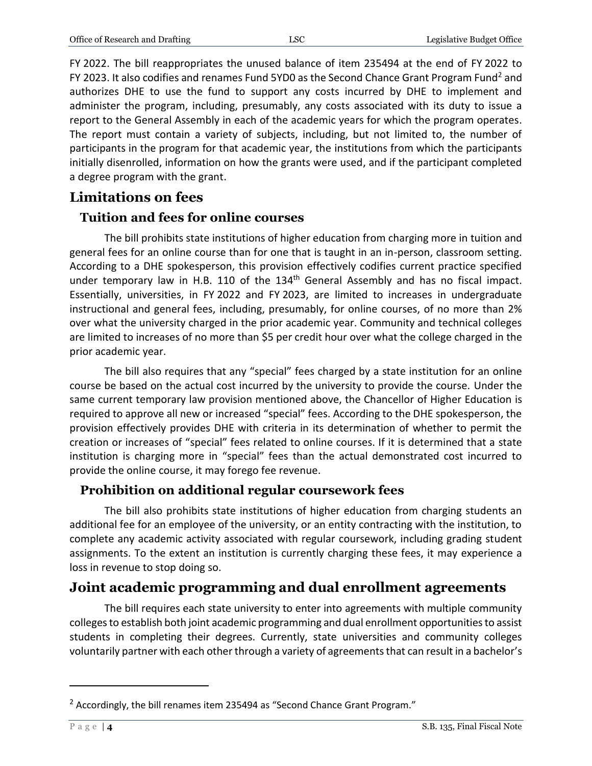FY 2022. The bill reappropriates the unused balance of item 235494 at the end of FY 2022 to FY 2023. It also codifies and renames Fund 5YD0 as the Second Chance Grant Program Fund[2] and authorizes DHE to use the fund to support any costs incurred by DHE to implement and administer the program, including, presumably, any costs associated with its duty to issue a report to the General Assembly in each of the academic years for which the program operates. The report must contain a variety of subjects, including, but not limited to, the number of participants in the program for that academic year, the institutions from which the participants initially disenrolled, information on how the grants were used, and if the participant completed a degree program with the grant.

## Limitations on fees

### Tuition and fees for online courses

The bill prohibits state institutions of higher education from charging more in tuition and general fees for an online course than for one that is taught in an in-person, classroom setting. According to a DHE spokesperson, this provision effectively codifies current practice specified under temporary law in H.B. 110 of the 134th General Assembly and has no fiscal impact. Essentially, universities, in FY 2022 and FY 2023, are limited to increases in undergraduate instructional and general fees, including, presumably, for online courses, of no more than 2% over what the university charged in the prior academic year. Community and technical colleges are limited to increases of no more than $5 per credit hour over what the college charged in the prior academic year.

The bill also requires that any "special" fees charged by a state institution for an online course be based on the actual cost incurred by the university to provide the course. Under the same current temporary law provision mentioned above, the Chancellor of Higher Education is required to approve all new or increased "special" fees. According to the DHE spokesperson, the provision effectively provides DHE with criteria in its determination of whether to permit the creation or increases of "special" fees related to online courses. If it is determined that a state institution is charging more in "special" fees than the actual demonstrated cost incurred to provide the online course, it may forego fee revenue.

### Prohibition on additional regular coursework fees

The bill also prohibits state institutions of higher education from charging students an additional fee for an employee of the university, or an entity contracting with the institution, to complete any academic activity associated with regular coursework, including grading student assignments. To the extent an institution is currently charging these fees, it may experience a loss in revenue to stop doing so.

## Joint academic programming and dual enrollment agreements

The bill requires each state university to enter into agreements with multiple community colleges to establish both joint academic programming and dual enrollment opportunities to assist students in completing their degrees. Currently, state universities and community colleges voluntarily partner with each other through a variety of agreements that can result in a bachelor's

---

[2] Accordingly, the bill renames item 235494 as "Second Chance Grant Program."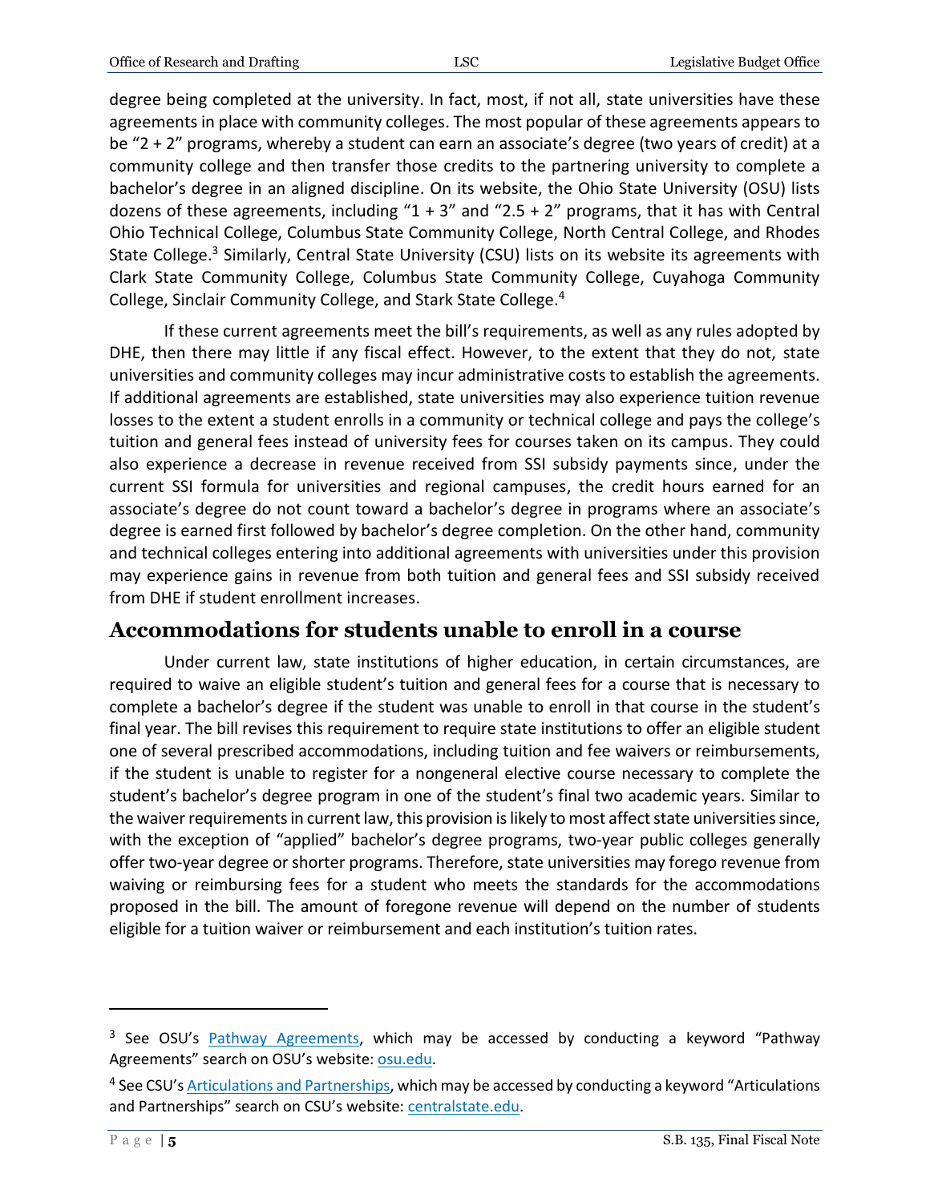degree being completed at the university. In fact, most, if not all, state universities have these agreements in place with community colleges. The most popular of these agreements appears to be "2 + 2" programs, whereby a student can earn an associate's degree (two years of credit) at a community college and then transfer those credits to the partnering university to complete a bachelor's degree in an aligned discipline. On its website, the Ohio State University (OSU) lists dozens of these agreements, including "1 + 3" and "2.5 + 2" programs, that it has with Central Ohio Technical College, Columbus State Community College, North Central College, and Rhodes State College.[3] Similarly, Central State University (CSU) lists on its website its agreements with Clark State Community College, Columbus State Community College, Cuyahoga Community College, Sinclair Community College, and Stark State College.[4]

If these current agreements meet the bill's requirements, as well as any rules adopted by DHE, then there may little if any fiscal effect. However, to the extent that they do not, state universities and community colleges may incur administrative costs to establish the agreements. If additional agreements are established, state universities may also experience tuition revenue losses to the extent a student enrolls in a community or technical college and pays the college's tuition and general fees instead of university fees for courses taken on its campus. They could also experience a decrease in revenue received from SSI subsidy payments since, under the current SSI formula for universities and regional campuses, the credit hours earned for an associate's degree do not count toward a bachelor's degree in programs where an associate's degree is earned first followed by bachelor's degree completion. On the other hand, community and technical colleges entering into additional agreements with universities under this provision may experience gains in revenue from both tuition and general fees and SSI subsidy received from DHE if student enrollment increases.

## Accommodations for students unable to enroll in a course

Under current law, state institutions of higher education, in certain circumstances, are required to waive an eligible student's tuition and general fees for a course that is necessary to complete a bachelor's degree if the student was unable to enroll in that course in the student's final year. The bill revises this requirement to require state institutions to offer an eligible student one of several prescribed accommodations, including tuition and fee waivers or reimbursements, if the student is unable to register for a nongeneral elective course necessary to complete the student's bachelor's degree program in one of the student's final two academic years. Similar to the waiver requirements in current law, this provision is likely to most affect state universities since, with the exception of "applied" bachelor's degree programs, two-year public colleges generally offer two-year degree or shorter programs. Therefore, state universities may forego revenue from waiving or reimbursing fees for a student who meets the standards for the accommodations proposed in the bill. The amount of foregone revenue will depend on the number of students eligible for a tuition waiver or reimbursement and each institution's tuition rates.

---

[3] See OSU's Pathway Agreements, which may be accessed by conducting a keyword "Pathway Agreements" search on OSU's website: osu.edu.

[4] See CSU's Articulations and Partnerships, which may be accessed by conducting a keyword "Articulations and Partnerships" search on CSU's website: centralstate.edu.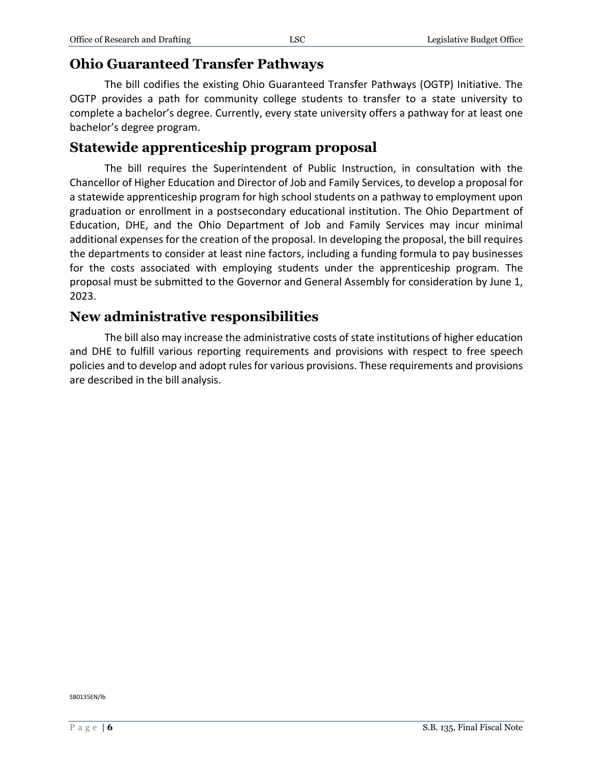## Ohio Guaranteed Transfer Pathways

The bill codifies the existing Ohio Guaranteed Transfer Pathways (OGTP) Initiative. The OGTP provides a path for community college students to transfer to a state university to complete a bachelor's degree. Currently, every state university offers a pathway for at least one bachelor's degree program.

## Statewide apprenticeship program proposal

The bill requires the Superintendent of Public Instruction, in consultation with the Chancellor of Higher Education and Director of Job and Family Services, to develop a proposal for a statewide apprenticeship program for high school students on a pathway to employment upon graduation or enrollment in a postsecondary educational institution. The Ohio Department of Education, DHE, and the Ohio Department of Job and Family Services may incur minimal additional expenses for the creation of the proposal. In developing the proposal, the bill requires the departments to consider at least nine factors, including a funding formula to pay businesses for the costs associated with employing students under the apprenticeship program. The proposal must be submitted to the Governor and General Assembly for consideration by June 1, 2023.

## New administrative responsibilities

The bill also may increase the administrative costs of state institutions of higher education and DHE to fulfill various reporting requirements and provisions with respect to free speech policies and to develop and adopt rules for various provisions. These requirements and provisions are described in the bill analysis.

SB0135EN/lb